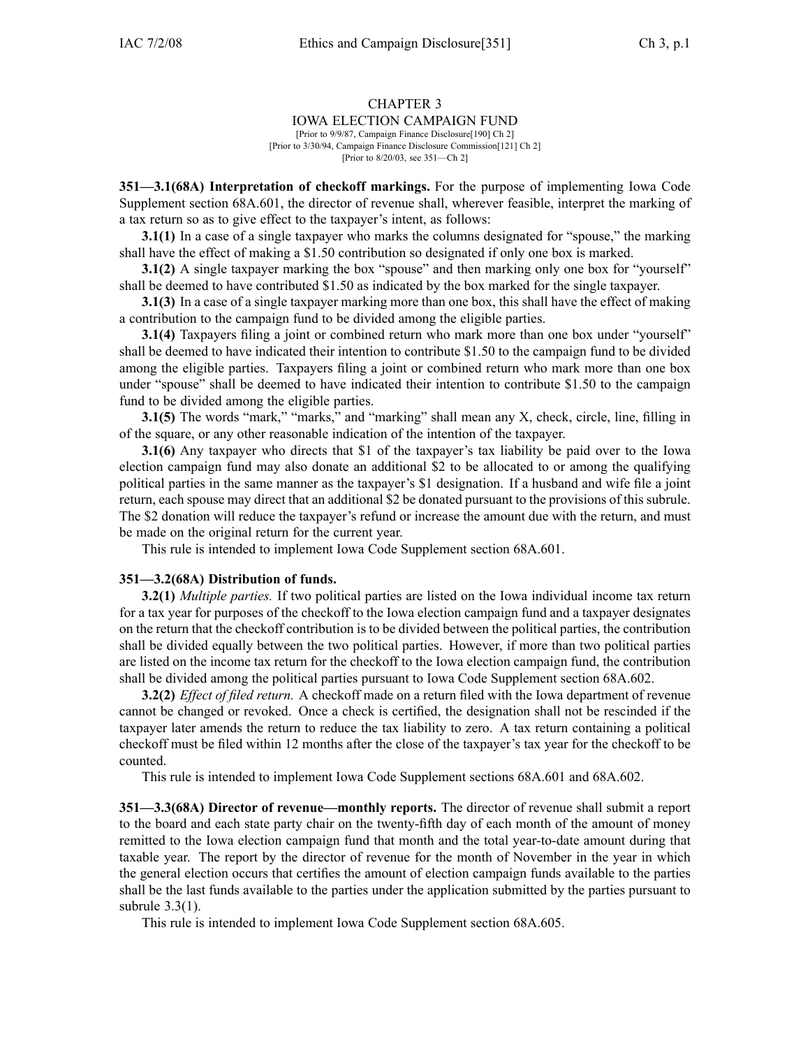# CHAPTER 3
## IOWA ELECTION CAMPAIGN FUND

[Prior to 9/9/87, Campaign Finance Disclosure[190] Ch 2]
[Prior to 3/30/94, Campaign Finance Disclosure Commission[121] Ch 2]
[Prior to 8/20/03, see 351—Ch 2]

**351—3.1(68A) Interpretation of checkoff markings.** For the purpose of implementing Iowa Code Supplement section 68A.601, the director of revenue shall, wherever feasible, interpret the marking of a tax return so as to give effect to the taxpayer's intent, as follows:

**3.1(1)** In a case of a single taxpayer who marks the columns designated for "spouse," the marking shall have the effect of making a $1.50 contribution so designated if only one box is marked.

**3.1(2)** A single taxpayer marking the box "spouse" and then marking only one box for "yourself" shall be deemed to have contributed $1.50 as indicated by the box marked for the single taxpayer.

**3.1(3)** In a case of a single taxpayer marking more than one box, this shall have the effect of making a contribution to the campaign fund to be divided among the eligible parties.

**3.1(4)** Taxpayers filing a joint or combined return who mark more than one box under "yourself" shall be deemed to have indicated their intention to contribute $1.50 to the campaign fund to be divided among the eligible parties. Taxpayers filing a joint or combined return who mark more than one box under "spouse" shall be deemed to have indicated their intention to contribute $1.50 to the campaign fund to be divided among the eligible parties.

**3.1(5)** The words "mark," "marks," and "marking" shall mean any X, check, circle, line, filling in of the square, or any other reasonable indication of the intention of the taxpayer.

**3.1(6)** Any taxpayer who directs that $1 of the taxpayer's tax liability be paid over to the Iowa election campaign fund may also donate an additional $2 to be allocated to or among the qualifying political parties in the same manner as the taxpayer's $1 designation. If a husband and wife file a joint return, each spouse may direct that an additional $2 be donated pursuant to the provisions of this subrule. The $2 donation will reduce the taxpayer's refund or increase the amount due with the return, and must be made on the original return for the current year.

This rule is intended to implement Iowa Code Supplement section 68A.601.

**351—3.2(68A) Distribution of funds.**

**3.2(1)** *Multiple parties.* If two political parties are listed on the Iowa individual income tax return for a tax year for purposes of the checkoff to the Iowa election campaign fund and a taxpayer designates on the return that the checkoff contribution is to be divided between the political parties, the contribution shall be divided equally between the two political parties. However, if more than two political parties are listed on the income tax return for the checkoff to the Iowa election campaign fund, the contribution shall be divided among the political parties pursuant to Iowa Code Supplement section 68A.602.

**3.2(2)** *Effect of filed return.* A checkoff made on a return filed with the Iowa department of revenue cannot be changed or revoked. Once a check is certified, the designation shall not be rescinded if the taxpayer later amends the return to reduce the tax liability to zero. A tax return containing a political checkoff must be filed within 12 months after the close of the taxpayer's tax year for the checkoff to be counted.

This rule is intended to implement Iowa Code Supplement sections 68A.601 and 68A.602.

**351—3.3(68A) Director of revenue—monthly reports.** The director of revenue shall submit a report to the board and each state party chair on the twenty-fifth day of each month of the amount of money remitted to the Iowa election campaign fund that month and the total year-to-date amount during that taxable year. The report by the director of revenue for the month of November in the year in which the general election occurs that certifies the amount of election campaign funds available to the parties shall be the last funds available to the parties under the application submitted by the parties pursuant to subrule 3.3(1).

This rule is intended to implement Iowa Code Supplement section 68A.605.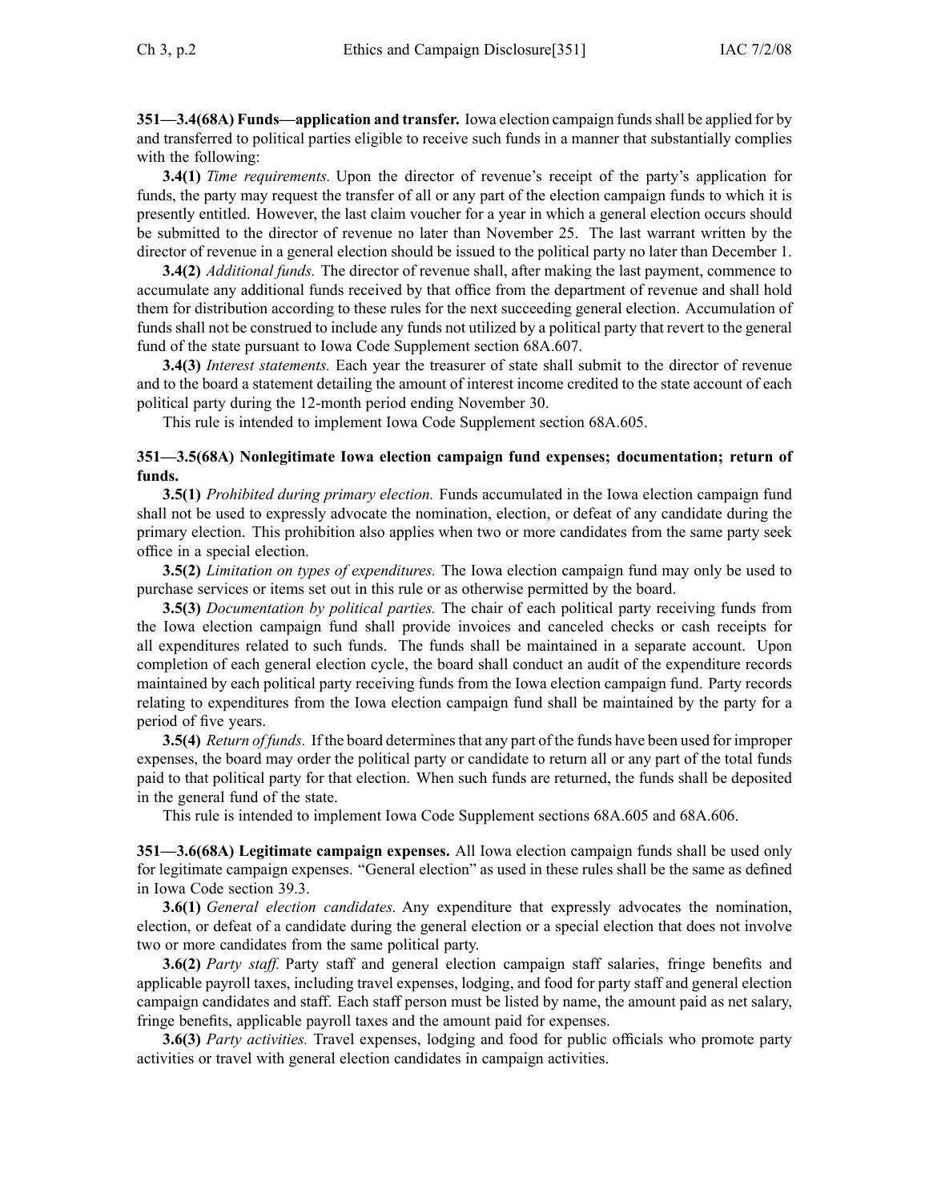**351—3.4(68A) Funds—application and transfer.** Iowa election campaign funds shall be applied for by and transferred to political parties eligible to receive such funds in a manner that substantially complies with the following:

**3.4(1)** *Time requirements.* Upon the director of revenue's receipt of the party's application for funds, the party may request the transfer of all or any part of the election campaign funds to which it is presently entitled. However, the last claim voucher for a year in which a general election occurs should be submitted to the director of revenue no later than November 25. The last warrant written by the director of revenue in a general election should be issued to the political party no later than December 1.

**3.4(2)** *Additional funds.* The director of revenue shall, after making the last payment, commence to accumulate any additional funds received by that office from the department of revenue and shall hold them for distribution according to these rules for the next succeeding general election. Accumulation of funds shall not be construed to include any funds not utilized by a political party that revert to the general fund of the state pursuant to Iowa Code Supplement section 68A.607.

**3.4(3)** *Interest statements.* Each year the treasurer of state shall submit to the director of revenue and to the board a statement detailing the amount of interest income credited to the state account of each political party during the 12-month period ending November 30.

This rule is intended to implement Iowa Code Supplement section 68A.605.

**351—3.5(68A) Nonlegitimate Iowa election campaign fund expenses; documentation; return of funds.**

**3.5(1)** *Prohibited during primary election.* Funds accumulated in the Iowa election campaign fund shall not be used to expressly advocate the nomination, election, or defeat of any candidate during the primary election. This prohibition also applies when two or more candidates from the same party seek office in a special election.

**3.5(2)** *Limitation on types of expenditures.* The Iowa election campaign fund may only be used to purchase services or items set out in this rule or as otherwise permitted by the board.

**3.5(3)** *Documentation by political parties.* The chair of each political party receiving funds from the Iowa election campaign fund shall provide invoices and canceled checks or cash receipts for all expenditures related to such funds. The funds shall be maintained in a separate account. Upon completion of each general election cycle, the board shall conduct an audit of the expenditure records maintained by each political party receiving funds from the Iowa election campaign fund. Party records relating to expenditures from the Iowa election campaign fund shall be maintained by the party for a period of five years.

**3.5(4)** *Return of funds.* If the board determines that any part of the funds have been used for improper expenses, the board may order the political party or candidate to return all or any part of the total funds paid to that political party for that election. When such funds are returned, the funds shall be deposited in the general fund of the state.

This rule is intended to implement Iowa Code Supplement sections 68A.605 and 68A.606.

**351—3.6(68A) Legitimate campaign expenses.** All Iowa election campaign funds shall be used only for legitimate campaign expenses. "General election" as used in these rules shall be the same as defined in Iowa Code section 39.3.

**3.6(1)** *General election candidates.* Any expenditure that expressly advocates the nomination, election, or defeat of a candidate during the general election or a special election that does not involve two or more candidates from the same political party.

**3.6(2)** *Party staff.* Party staff and general election campaign staff salaries, fringe benefits and applicable payroll taxes, including travel expenses, lodging, and food for party staff and general election campaign candidates and staff. Each staff person must be listed by name, the amount paid as net salary, fringe benefits, applicable payroll taxes and the amount paid for expenses.

**3.6(3)** *Party activities.* Travel expenses, lodging and food for public officials who promote party activities or travel with general election candidates in campaign activities.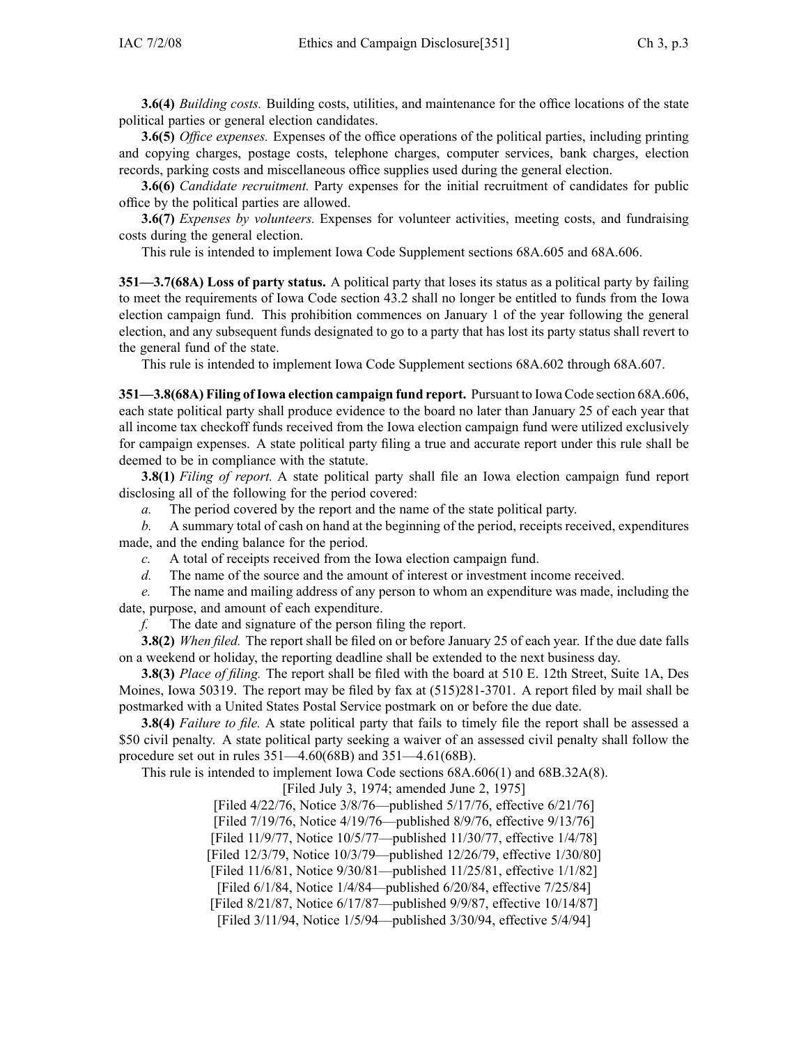**3.6(4)** *Building costs.* Building costs, utilities, and maintenance for the office locations of the state political parties or general election candidates.

**3.6(5)** *Office expenses.* Expenses of the office operations of the political parties, including printing and copying charges, postage costs, telephone charges, computer services, bank charges, election records, parking costs and miscellaneous office supplies used during the general election.

**3.6(6)** *Candidate recruitment.* Party expenses for the initial recruitment of candidates for public office by the political parties are allowed.

**3.6(7)** *Expenses by volunteers.* Expenses for volunteer activities, meeting costs, and fundraising costs during the general election.

This rule is intended to implement Iowa Code Supplement sections 68A.605 and 68A.606.

**351—3.7(68A) Loss of party status.** A political party that loses its status as a political party by failing to meet the requirements of Iowa Code section 43.2 shall no longer be entitled to funds from the Iowa election campaign fund. This prohibition commences on January 1 of the year following the general election, and any subsequent funds designated to go to a party that has lost its party status shall revert to the general fund of the state.

This rule is intended to implement Iowa Code Supplement sections 68A.602 through 68A.607.

**351—3.8(68A) Filing of Iowa election campaign fund report.** Pursuant to Iowa Code section 68A.606, each state political party shall produce evidence to the board no later than January 25 of each year that all income tax checkoff funds received from the Iowa election campaign fund were utilized exclusively for campaign expenses. A state political party filing a true and accurate report under this rule shall be deemed to be in compliance with the statute.

**3.8(1)** *Filing of report.* A state political party shall file an Iowa election campaign fund report disclosing all of the following for the period covered:

*a.* The period covered by the report and the name of the state political party.

*b.* A summary total of cash on hand at the beginning of the period, receipts received, expenditures made, and the ending balance for the period.

*c.* A total of receipts received from the Iowa election campaign fund.

*d.* The name of the source and the amount of interest or investment income received.

*e.* The name and mailing address of any person to whom an expenditure was made, including the date, purpose, and amount of each expenditure.

*f.* The date and signature of the person filing the report.

**3.8(2)** *When filed.* The report shall be filed on or before January 25 of each year. If the due date falls on a weekend or holiday, the reporting deadline shall be extended to the next business day.

**3.8(3)** *Place of filing.* The report shall be filed with the board at 510 E. 12th Street, Suite 1A, Des Moines, Iowa 50319. The report may be filed by fax at (515)281-3701. A report filed by mail shall be postmarked with a United States Postal Service postmark on or before the due date.

**3.8(4)** *Failure to file.* A state political party that fails to timely file the report shall be assessed a $50 civil penalty. A state political party seeking a waiver of an assessed civil penalty shall follow the procedure set out in rules 351—4.60(68B) and 351—4.61(68B).

This rule is intended to implement Iowa Code sections 68A.606(1) and 68B.32A(8).

[Filed July 3, 1974; amended June 2, 1975]
[Filed 4/22/76, Notice 3/8/76—published 5/17/76, effective 6/21/76]
[Filed 7/19/76, Notice 4/19/76—published 8/9/76, effective 9/13/76]
[Filed 11/9/77, Notice 10/5/77—published 11/30/77, effective 1/4/78]
[Filed 12/3/79, Notice 10/3/79—published 12/26/79, effective 1/30/80]
[Filed 11/6/81, Notice 9/30/81—published 11/25/81, effective 1/1/82]
[Filed 6/1/84, Notice 1/4/84—published 6/20/84, effective 7/25/84]
[Filed 8/21/87, Notice 6/17/87—published 9/9/87, effective 10/14/87]
[Filed 3/11/94, Notice 1/5/94—published 3/30/94, effective 5/4/94]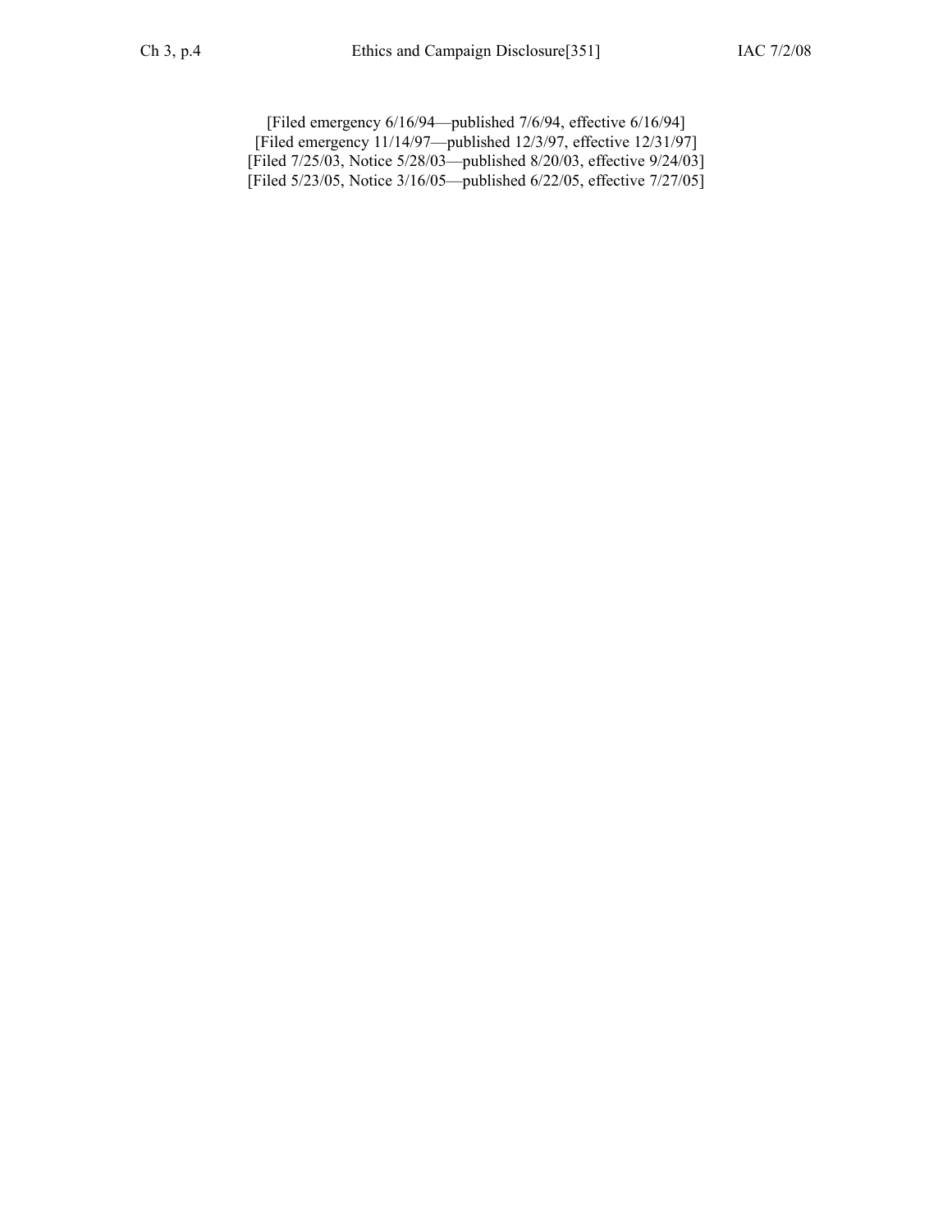[Filed emergency 6/16/94—published 7/6/94, effective 6/16/94]
[Filed emergency 11/14/97—published 12/3/97, effective 12/31/97]
[Filed 7/25/03, Notice 5/28/03—published 8/20/03, effective 9/24/03]
[Filed 5/23/05, Notice 3/16/05—published 6/22/05, effective 7/27/05]